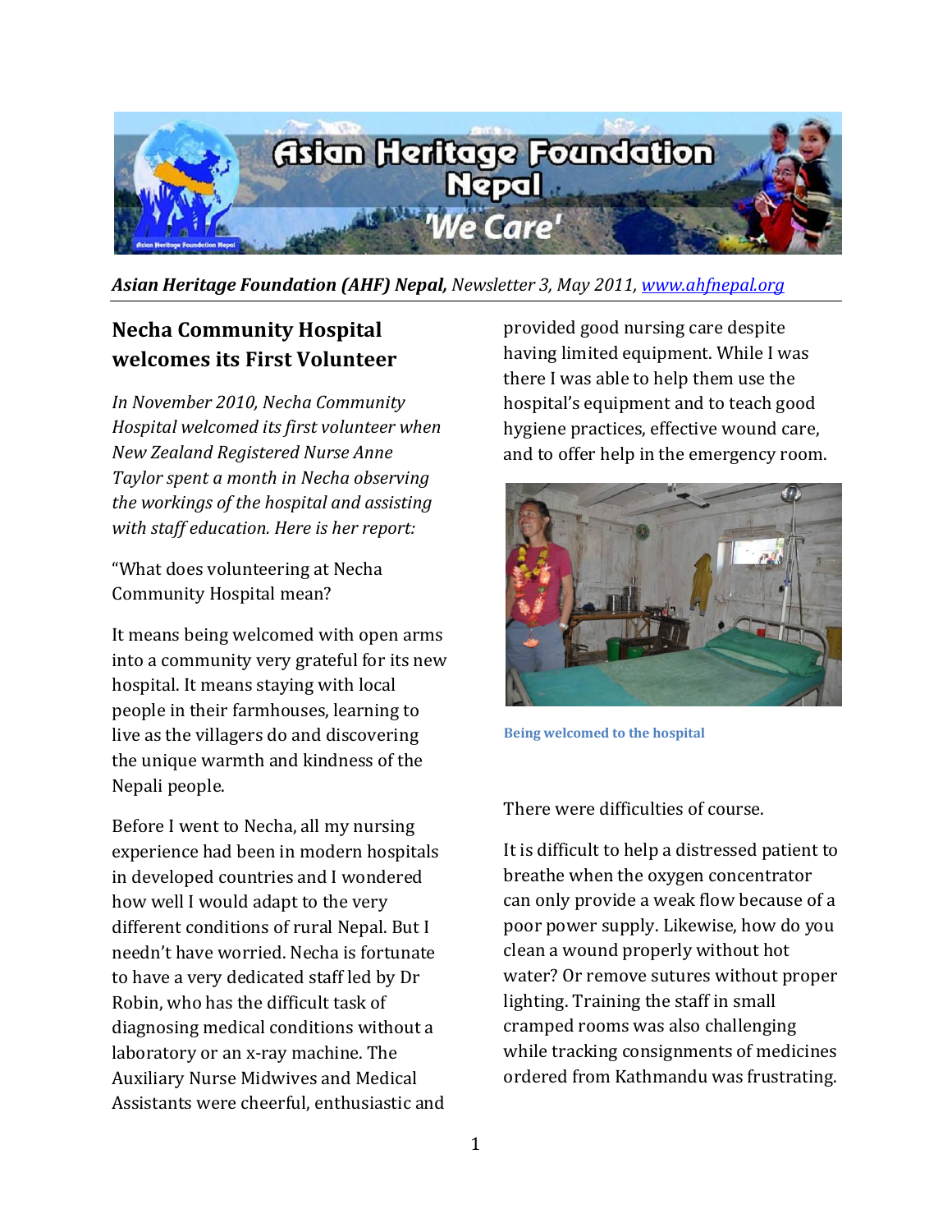**Asian Heritage Foundation (AHF) Nepal,** *Newsletter 3, May 2011,* [*www.ahfnepal.org*](http://www.ahfnepal.org)

## Necha Community Hospital welcomes its First Volunteer

*In November 2010, Necha Community Hospital welcomed its first volunteer when New Zealand Registered Nurse Anne Taylor spent a month in Necha observing the workings of the hospital and assisting with staff education. Here is her report:*

"What does volunteering at Necha Community Hospital mean?

It means being welcomed with open arms into a community very grateful for its new hospital. It means staying with local people in their farmhouses, learning to live as the villagers do and discovering the unique warmth and kindness of the Nepali people.

Before I went to Necha, all my nursing experience had been in modern hospitals in developed countries and I wondered how well I would adapt to the very different conditions of rural Nepal. But I needn't have worried. Necha is fortunate to have a very dedicated staff led by Dr Robin, who has the difficult task of diagnosing medical conditions without a laboratory or an x-ray machine. The Auxiliary Nurse Midwives and Medical Assistants were cheerful, enthusiastic and provided good nursing care despite having limited equipment. While I was there I was able to help them use the hospital's equipment and to teach good hygiene practices, effective wound care, and to offer help in the emergency room.

Being welcomed to the hospital

There were difficulties of course.

It is difficult to help a distressed patient to breathe when the oxygen concentrator can only provide a weak flow because of a poor power supply. Likewise, how do you clean a wound properly without hot water? Or remove sutures without proper lighting. Training the staff in small cramped rooms was also challenging while tracking consignments of medicines ordered from Kathmandu was frustrating.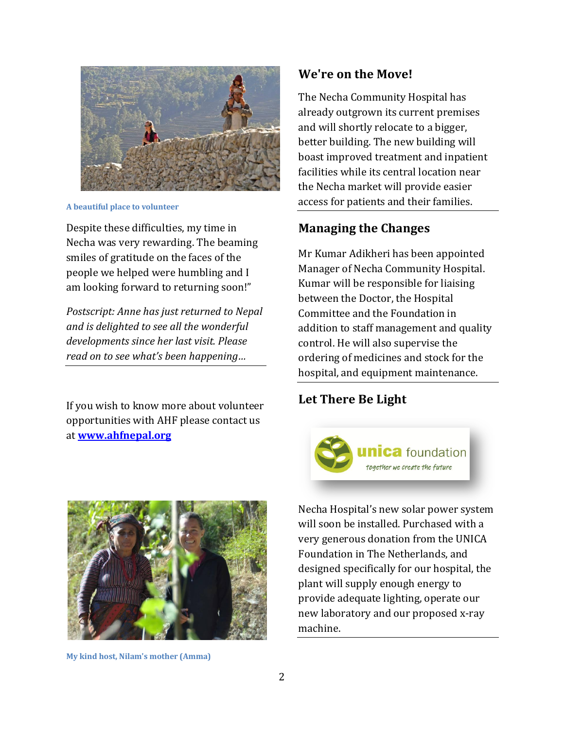A beautiful place to volunteer

Despite these difficulties, my time in Necha was very rewarding. The beaming smiles of gratitude on the faces of the people we helped were humbling and I am looking forward to returning soon!"

*Postscript: Anne has just returned to Nepal and is delighted to see all the wonderful developments since her last visit. Please read on to see what's been happening…*

---

If you wish to know more about volunteer opportunities with AHF please contact us at **[www.ahfnepal.org](http://www.ahfnepal.org)**

My kind host, Nilam's mother (Amma)

## We're on the Move!

The Necha Community Hospital has already outgrown its current premises and will shortly relocate to a bigger, better building. The new building will boast improved treatment and inpatient facilities while its central location near the Necha market will provide easier access for patients and their families.

---

## Managing the Changes

Mr Kumar Adikheri has been appointed Manager of Necha Community Hospital. Kumar will be responsible for liaising between the Doctor, the Hospital Committee and the Foundation in addition to staff management and quality control. He will also supervise the ordering of medicines and stock for the hospital, and equipment maintenance.

---

## Let There Be Light

unica foundation
together we create the future

Necha Hospital's new solar power system will soon be installed. Purchased with a very generous donation from the UNICA Foundation in The Netherlands, and designed specifically for our hospital, the plant will supply enough energy to provide adequate lighting, operate our new laboratory and our proposed x-ray machine.

---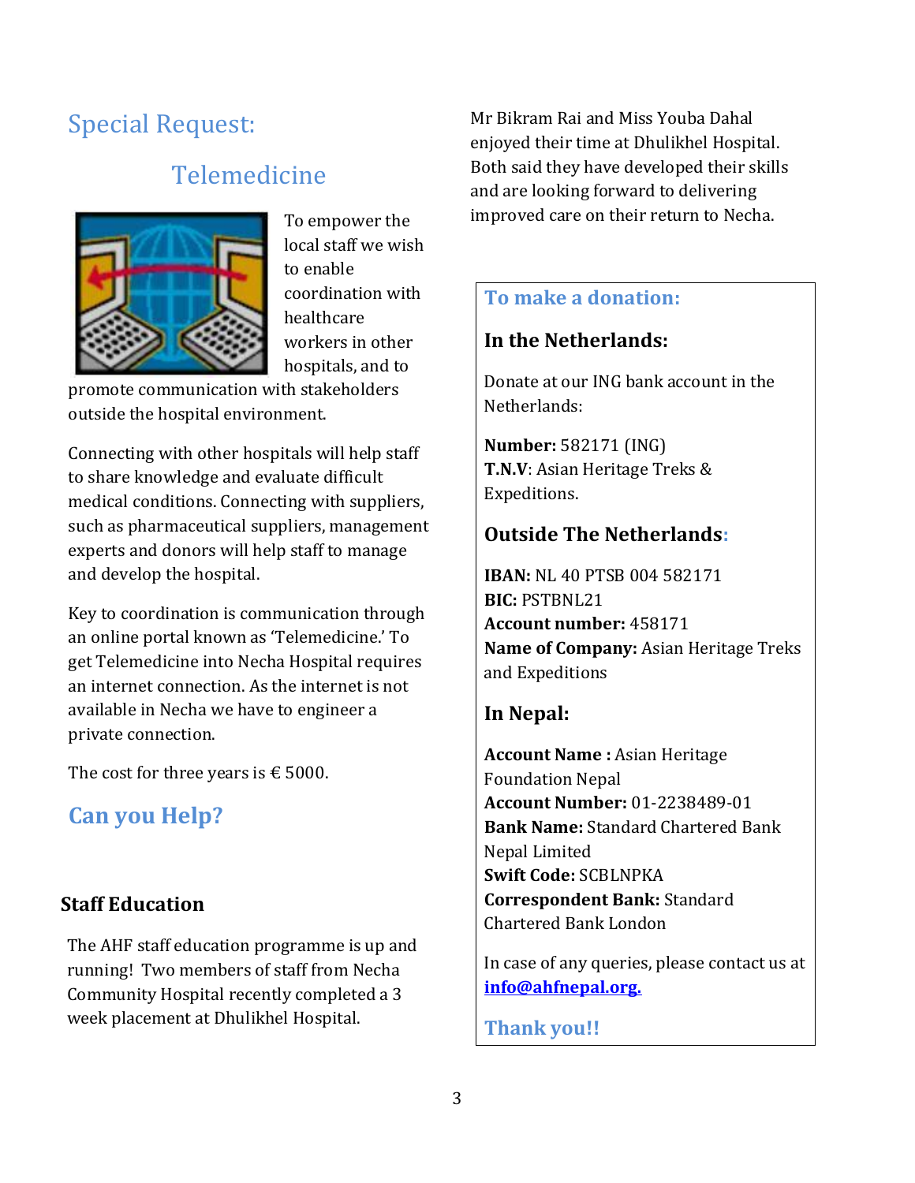## Special Request:

### Telemedicine

To empower the local staff we wish to enable coordination with healthcare workers in other hospitals, and to promote communication with stakeholders outside the hospital environment.

Connecting with other hospitals will help staff to share knowledge and evaluate difficult medical conditions. Connecting with suppliers, such as pharmaceutical suppliers, management experts and donors will help staff to manage and develop the hospital.

Key to coordination is communication through an online portal known as 'Telemedicine.' To get Telemedicine into Necha Hospital requires an internet connection. As the internet is not available in Necha we have to engineer a private connection.

The cost for three years is € 5000.

## Can you Help?

### Staff Education

The AHF staff education programme is up and running! Two members of staff from Necha Community Hospital recently completed a 3 week placement at Dhulikhel Hospital.

Mr Bikram Rai and Miss Youba Dahal enjoyed their time at Dhulikhel Hospital. Both said they have developed their skills and are looking forward to delivering improved care on their return to Necha.

## To make a donation:

### In the Netherlands:

Donate at our ING bank account in the Netherlands:

**Number:** 582171 (ING)
**T.N.V**: Asian Heritage Treks & Expeditions.

### Outside The Netherlands:

**IBAN:** NL 40 PTSB 004 582171
**BIC:** PSTBNL21
**Account number:** 458171
**Name of Company:** Asian Heritage Treks and Expeditions

### In Nepal:

**Account Name :** Asian Heritage Foundation Nepal
**Account Number:** 01-2238489-01
**Bank Name:** Standard Chartered Bank Nepal Limited
**Swift Code:** SCBLNPKA
**Correspondent Bank:** Standard Chartered Bank London

In case of any queries, please contact us at **info@ahfnepal.org.**

**Thank you!!**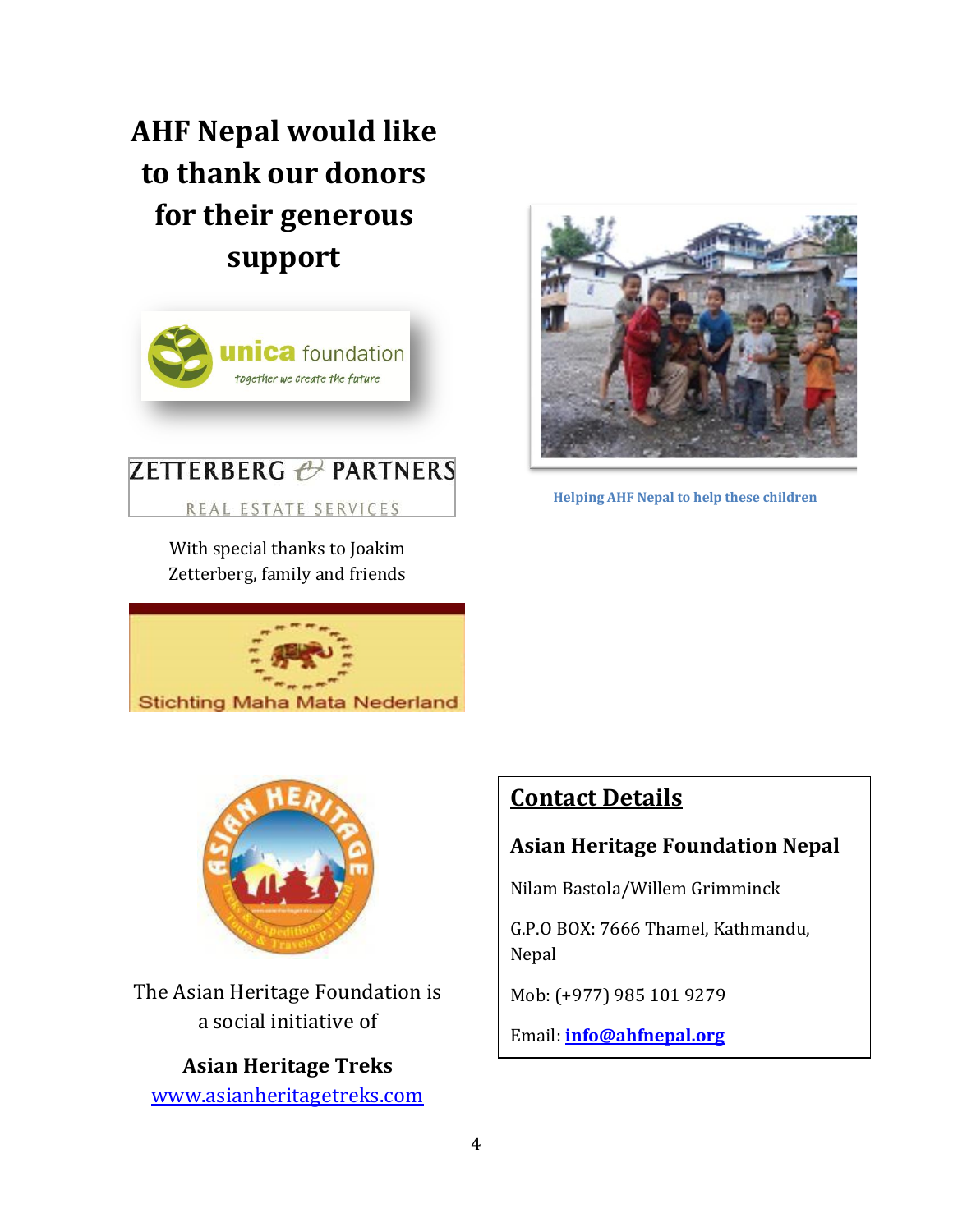# AHF Nepal would like to thank our donors for their generous support

unica foundation
together we create the future

ZETTERBERG & PARTNERS
REAL ESTATE SERVICES

With special thanks to Joakim Zetterberg, family and friends

Stichting Maha Mata Nederland

Helping AHF Nepal to help these children

The Asian Heritage Foundation is a social initiative of

**Asian Heritage Treks**
www.asianheritagetreks.com

## Contact Details

### Asian Heritage Foundation Nepal

Nilam Bastola/Willem Grimminck

G.P.O BOX: 7666 Thamel, Kathmandu, Nepal

Mob: (+977) 985 101 9279

Email: **info@ahfnepal.org**